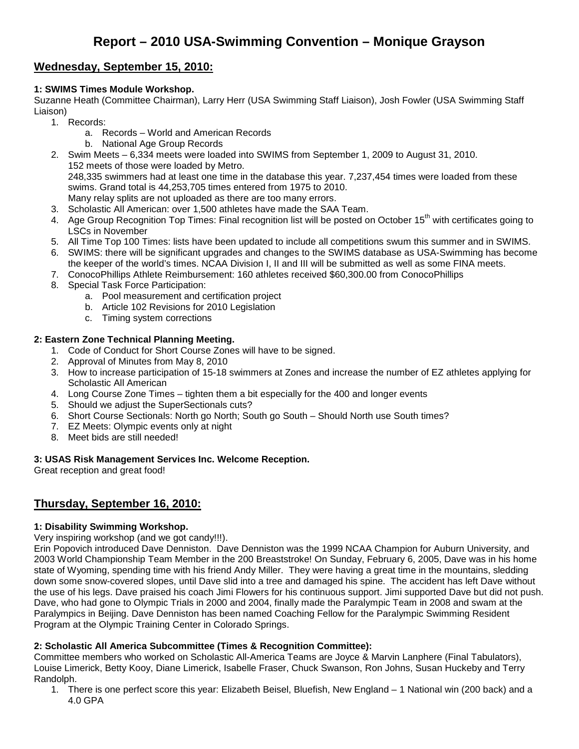# Report – 2010 USA-Swimming Convention – Monique Grayson

## Wednesday, September 15, 2010:

### 1: SWIMS Times Module Workshop.

Suzanne Heath (Committee Chairman), Larry Herr (USA Swimming Staff Liaison), Josh Fowler (USA Swimming Staff Liaison)

1. Records:
   a. Records – World and American Records
   b. National Age Group Records
2. Swim Meets – 6,334 meets were loaded into SWIMS from September 1, 2009 to August 31, 2010.
   152 meets of those were loaded by Metro.
   248,335 swimmers had at least one time in the database this year. 7,237,454 times were loaded from these swims. Grand total is 44,253,705 times entered from 1975 to 2010.
   Many relay splits are not uploaded as there are too many errors.
3. Scholastic All American: over 1,500 athletes have made the SAA Team.
4. Age Group Recognition Top Times: Final recognition list will be posted on October 15th with certificates going to LSCs in November
5. All Time Top 100 Times: lists have been updated to include all competitions swum this summer and in SWIMS.
6. SWIMS: there will be significant upgrades and changes to the SWIMS database as USA-Swimming has become the keeper of the world's times. NCAA Division I, II and III will be submitted as well as some FINA meets.
7. ConocoPhillips Athlete Reimbursement: 160 athletes received $60,300.00 from ConocoPhillips
8. Special Task Force Participation:
   a. Pool measurement and certification project
   b. Article 102 Revisions for 2010 Legislation
   c. Timing system corrections

### 2: Eastern Zone Technical Planning Meeting.

1. Code of Conduct for Short Course Zones will have to be signed.
2. Approval of Minutes from May 8, 2010
3. How to increase participation of 15-18 swimmers at Zones and increase the number of EZ athletes applying for Scholastic All American
4. Long Course Zone Times – tighten them a bit especially for the 400 and longer events
5. Should we adjust the SuperSectionals cuts?
6. Short Course Sectionals: North go North; South go South – Should North use South times?
7. EZ Meets: Olympic events only at night
8. Meet bids are still needed!

### 3: USAS Risk Management Services Inc. Welcome Reception.

Great reception and great food!

## Thursday, September 16, 2010:

### 1: Disability Swimming Workshop.

Very inspiring workshop (and we got candy!!!).

Erin Popovich introduced Dave Denniston. Dave Denniston was the 1999 NCAA Champion for Auburn University, and 2003 World Championship Team Member in the 200 Breaststroke! On Sunday, February 6, 2005, Dave was in his home state of Wyoming, spending time with his friend Andy Miller. They were having a great time in the mountains, sledding down some snow-covered slopes, until Dave slid into a tree and damaged his spine. The accident has left Dave without the use of his legs. Dave praised his coach Jimi Flowers for his continuous support. Jimi supported Dave but did not push. Dave, who had gone to Olympic Trials in 2000 and 2004, finally made the Paralympic Team in 2008 and swam at the Paralympics in Beijing. Dave Denniston has been named Coaching Fellow for the Paralympic Swimming Resident Program at the Olympic Training Center in Colorado Springs.

### 2: Scholastic All America Subcommittee (Times & Recognition Committee):

Committee members who worked on Scholastic All-America Teams are Joyce & Marvin Lanphere (Final Tabulators), Louise Limerick, Betty Kooy, Diane Limerick, Isabelle Fraser, Chuck Swanson, Ron Johns, Susan Huckeby and Terry Randolph.

1. There is one perfect score this year: Elizabeth Beisel, Bluefish, New England – 1 National win (200 back) and a 4.0 GPA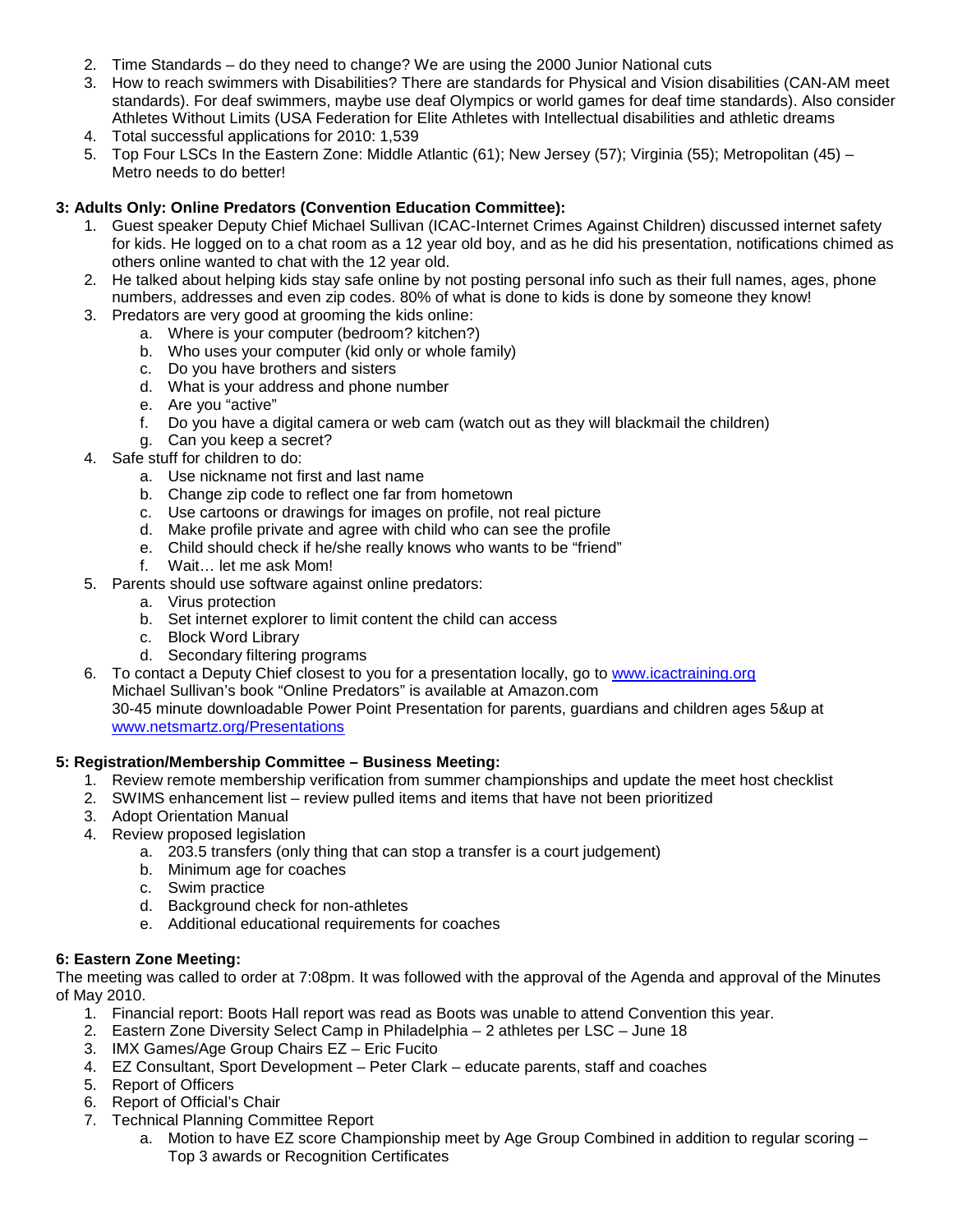2. Time Standards – do they need to change? We are using the 2000 Junior National cuts
3. How to reach swimmers with Disabilities? There are standards for Physical and Vision disabilities (CAN-AM meet standards). For deaf swimmers, maybe use deaf Olympics or world games for deaf time standards). Also consider Athletes Without Limits (USA Federation for Elite Athletes with Intellectual disabilities and athletic dreams
4. Total successful applications for 2010: 1,539
5. Top Four LSCs In the Eastern Zone: Middle Atlantic (61); New Jersey (57); Virginia (55); Metropolitan (45) – Metro needs to do better!

**3: Adults Only: Online Predators (Convention Education Committee):**

1. Guest speaker Deputy Chief Michael Sullivan (ICAC-Internet Crimes Against Children) discussed internet safety for kids. He logged on to a chat room as a 12 year old boy, and as he did his presentation, notifications chimed as others online wanted to chat with the 12 year old.
2. He talked about helping kids stay safe online by not posting personal info such as their full names, ages, phone numbers, addresses and even zip codes. 80% of what is done to kids is done by someone they know!
3. Predators are very good at grooming the kids online:
   a. Where is your computer (bedroom? kitchen?)
   b. Who uses your computer (kid only or whole family)
   c. Do you have brothers and sisters
   d. What is your address and phone number
   e. Are you "active"
   f. Do you have a digital camera or web cam (watch out as they will blackmail the children)
   g. Can you keep a secret?
4. Safe stuff for children to do:
   a. Use nickname not first and last name
   b. Change zip code to reflect one far from hometown
   c. Use cartoons or drawings for images on profile, not real picture
   d. Make profile private and agree with child who can see the profile
   e. Child should check if he/she really knows who wants to be "friend"
   f. Wait… let me ask Mom!
5. Parents should use software against online predators:
   a. Virus protection
   b. Set internet explorer to limit content the child can access
   c. Block Word Library
   d. Secondary filtering programs
6. To contact a Deputy Chief closest to you for a presentation locally, go to www.icactraining.org
   Michael Sullivan's book "Online Predators" is available at Amazon.com
   30-45 minute downloadable Power Point Presentation for parents, guardians and children ages 5&up at www.netsmartz.org/Presentations

**5: Registration/Membership Committee – Business Meeting:**

1. Review remote membership verification from summer championships and update the meet host checklist
2. SWIMS enhancement list – review pulled items and items that have not been prioritized
3. Adopt Orientation Manual
4. Review proposed legislation
   a. 203.5 transfers (only thing that can stop a transfer is a court judgement)
   b. Minimum age for coaches
   c. Swim practice
   d. Background check for non-athletes
   e. Additional educational requirements for coaches

**6: Eastern Zone Meeting:**

The meeting was called to order at 7:08pm. It was followed with the approval of the Agenda and approval of the Minutes of May 2010.

1. Financial report: Boots Hall report was read as Boots was unable to attend Convention this year.
2. Eastern Zone Diversity Select Camp in Philadelphia – 2 athletes per LSC – June 18
3. IMX Games/Age Group Chairs EZ – Eric Fucito
4. EZ Consultant, Sport Development – Peter Clark – educate parents, staff and coaches
5. Report of Officers
6. Report of Official's Chair
7. Technical Planning Committee Report
   a. Motion to have EZ score Championship meet by Age Group Combined in addition to regular scoring – Top 3 awards or Recognition Certificates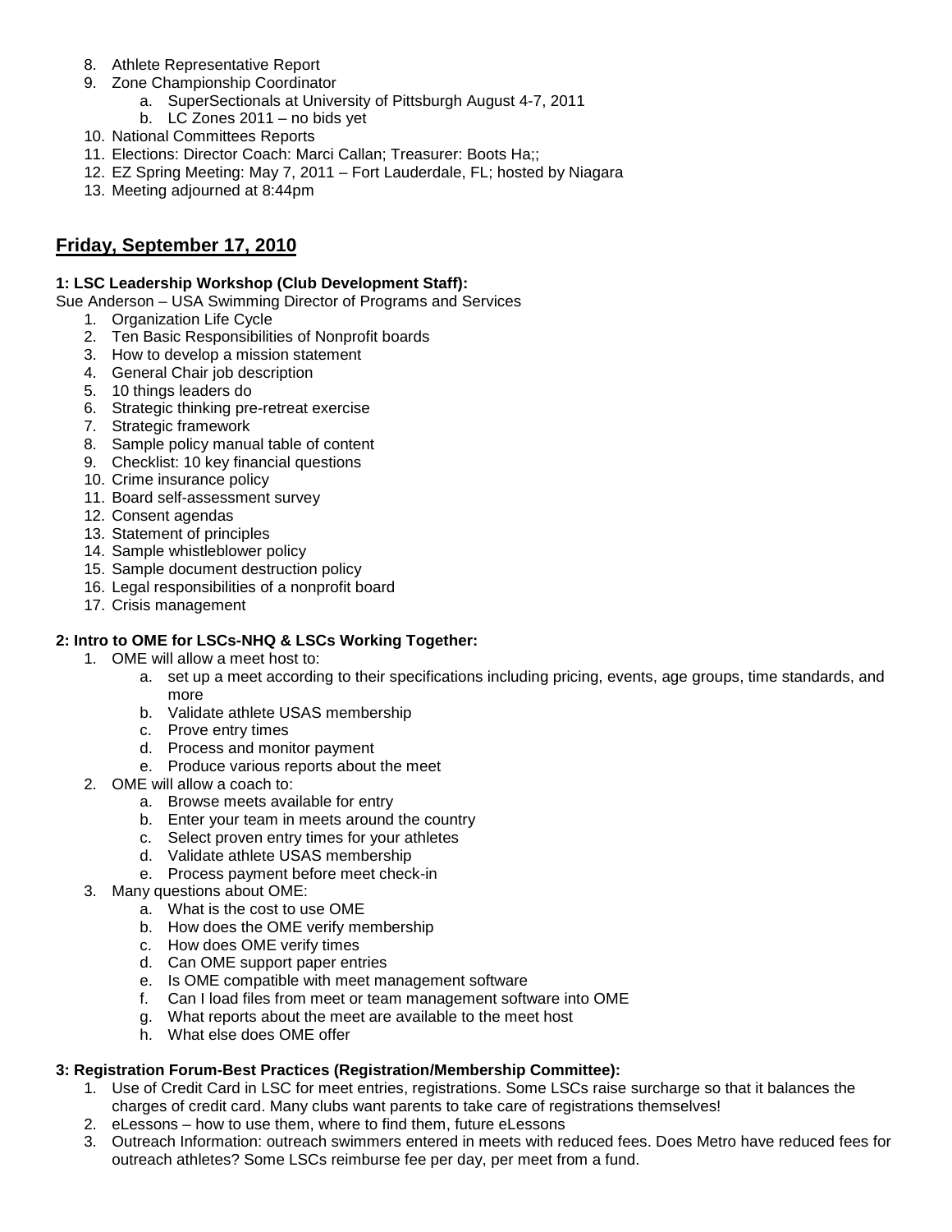8. Athlete Representative Report
9. Zone Championship Coordinator
   a. SuperSectionals at University of Pittsburgh August 4-7, 2011
   b. LC Zones 2011 – no bids yet
10. National Committees Reports
11. Elections: Director Coach: Marci Callan; Treasurer: Boots Ha;;
12. EZ Spring Meeting: May 7, 2011 – Fort Lauderdale, FL; hosted by Niagara
13. Meeting adjourned at 8:44pm

## Friday, September 17, 2010

**1: LSC Leadership Workshop (Club Development Staff):**

Sue Anderson – USA Swimming Director of Programs and Services

1. Organization Life Cycle
2. Ten Basic Responsibilities of Nonprofit boards
3. How to develop a mission statement
4. General Chair job description
5. 10 things leaders do
6. Strategic thinking pre-retreat exercise
7. Strategic framework
8. Sample policy manual table of content
9. Checklist: 10 key financial questions
10. Crime insurance policy
11. Board self-assessment survey
12. Consent agendas
13. Statement of principles
14. Sample whistleblower policy
15. Sample document destruction policy
16. Legal responsibilities of a nonprofit board
17. Crisis management

**2: Intro to OME for LSCs-NHQ & LSCs Working Together:**

1. OME will allow a meet host to:
   a. set up a meet according to their specifications including pricing, events, age groups, time standards, and more
   b. Validate athlete USAS membership
   c. Prove entry times
   d. Process and monitor payment
   e. Produce various reports about the meet
2. OME will allow a coach to:
   a. Browse meets available for entry
   b. Enter your team in meets around the country
   c. Select proven entry times for your athletes
   d. Validate athlete USAS membership
   e. Process payment before meet check-in
3. Many questions about OME:
   a. What is the cost to use OME
   b. How does the OME verify membership
   c. How does OME verify times
   d. Can OME support paper entries
   e. Is OME compatible with meet management software
   f. Can I load files from meet or team management software into OME
   g. What reports about the meet are available to the meet host
   h. What else does OME offer

**3: Registration Forum-Best Practices (Registration/Membership Committee):**

1. Use of Credit Card in LSC for meet entries, registrations. Some LSCs raise surcharge so that it balances the charges of credit card. Many clubs want parents to take care of registrations themselves!
2. eLessons – how to use them, where to find them, future eLessons
3. Outreach Information: outreach swimmers entered in meets with reduced fees. Does Metro have reduced fees for outreach athletes? Some LSCs reimburse fee per day, per meet from a fund.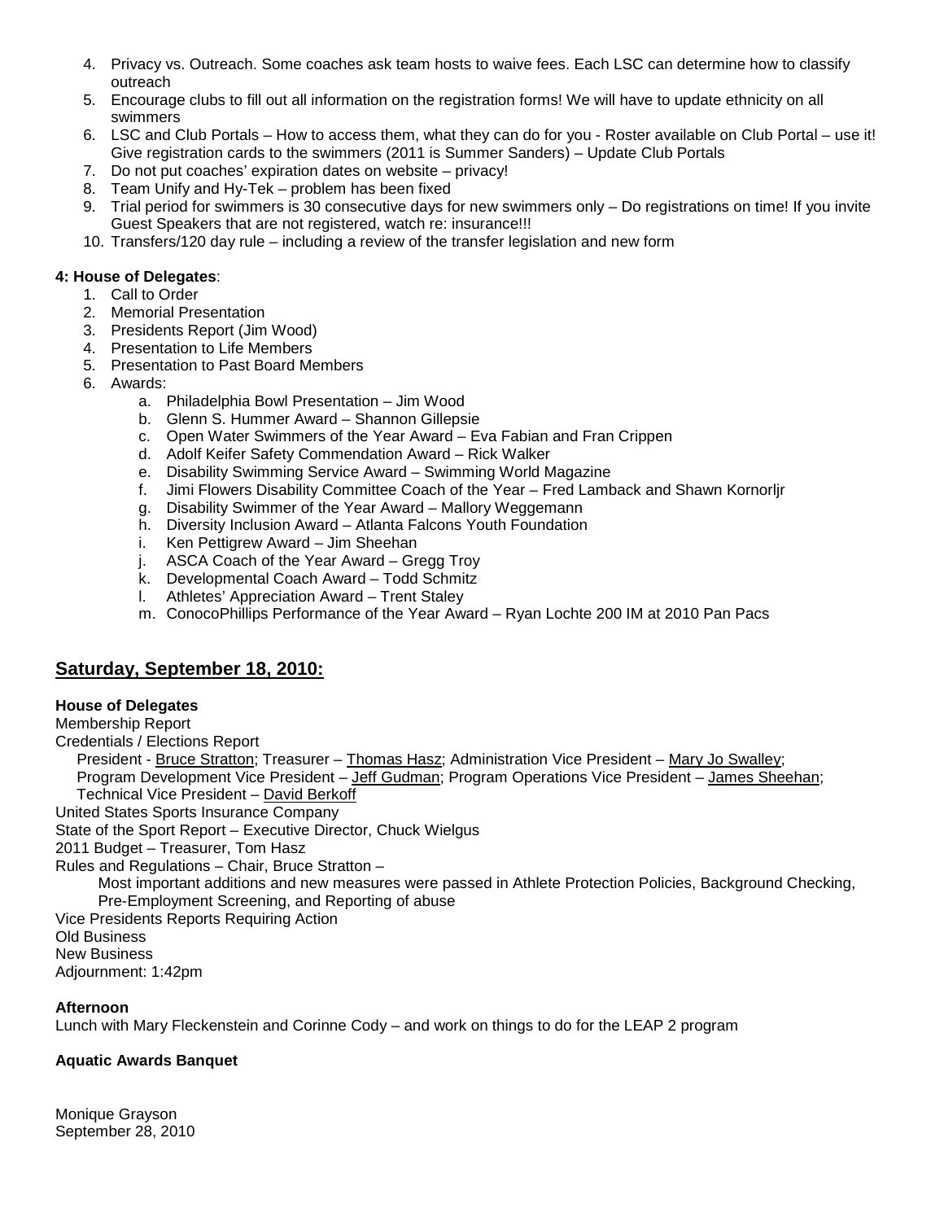4. Privacy vs. Outreach. Some coaches ask team hosts to waive fees. Each LSC can determine how to classify outreach
5. Encourage clubs to fill out all information on the registration forms! We will have to update ethnicity on all swimmers
6. LSC and Club Portals – How to access them, what they can do for you - Roster available on Club Portal – use it! Give registration cards to the swimmers (2011 is Summer Sanders) – Update Club Portals
7. Do not put coaches' expiration dates on website – privacy!
8. Team Unify and Hy-Tek – problem has been fixed
9. Trial period for swimmers is 30 consecutive days for new swimmers only – Do registrations on time! If you invite Guest Speakers that are not registered, watch re: insurance!!!
10. Transfers/120 day rule – including a review of the transfer legislation and new form

**4: House of Delegates**:

1. Call to Order
2. Memorial Presentation
3. Presidents Report (Jim Wood)
4. Presentation to Life Members
5. Presentation to Past Board Members
6. Awards:
   a. Philadelphia Bowl Presentation – Jim Wood
   b. Glenn S. Hummer Award – Shannon Gillepsie
   c. Open Water Swimmers of the Year Award – Eva Fabian and Fran Crippen
   d. Adolf Keifer Safety Commendation Award – Rick Walker
   e. Disability Swimming Service Award – Swimming World Magazine
   f. Jimi Flowers Disability Committee Coach of the Year – Fred Lamback and Shawn Kornorljr
   g. Disability Swimmer of the Year Award – Mallory Weggemann
   h. Diversity Inclusion Award – Atlanta Falcons Youth Foundation
   i. Ken Pettigrew Award – Jim Sheehan
   j. ASCA Coach of the Year Award – Gregg Troy
   k. Developmental Coach Award – Todd Schmitz
   l. Athletes' Appreciation Award – Trent Staley
   m. ConocoPhillips Performance of the Year Award – Ryan Lochte 200 IM at 2010 Pan Pacs

## Saturday, September 18, 2010:

**House of Delegates**

Membership Report

Credentials / Elections Report

President - Bruce Stratton; Treasurer – Thomas Hasz; Administration Vice President – Mary Jo Swalley; Program Development Vice President – Jeff Gudman; Program Operations Vice President – James Sheehan; Technical Vice President – David Berkoff

United States Sports Insurance Company

State of the Sport Report – Executive Director, Chuck Wielgus

2011 Budget – Treasurer, Tom Hasz

Rules and Regulations – Chair, Bruce Stratton –

Most important additions and new measures were passed in Athlete Protection Policies, Background Checking, Pre-Employment Screening, and Reporting of abuse

Vice Presidents Reports Requiring Action

Old Business

New Business

Adjournment: 1:42pm

**Afternoon**

Lunch with Mary Fleckenstein and Corinne Cody – and work on things to do for the LEAP 2 program

**Aquatic Awards Banquet**

Monique Grayson
September 28, 2010